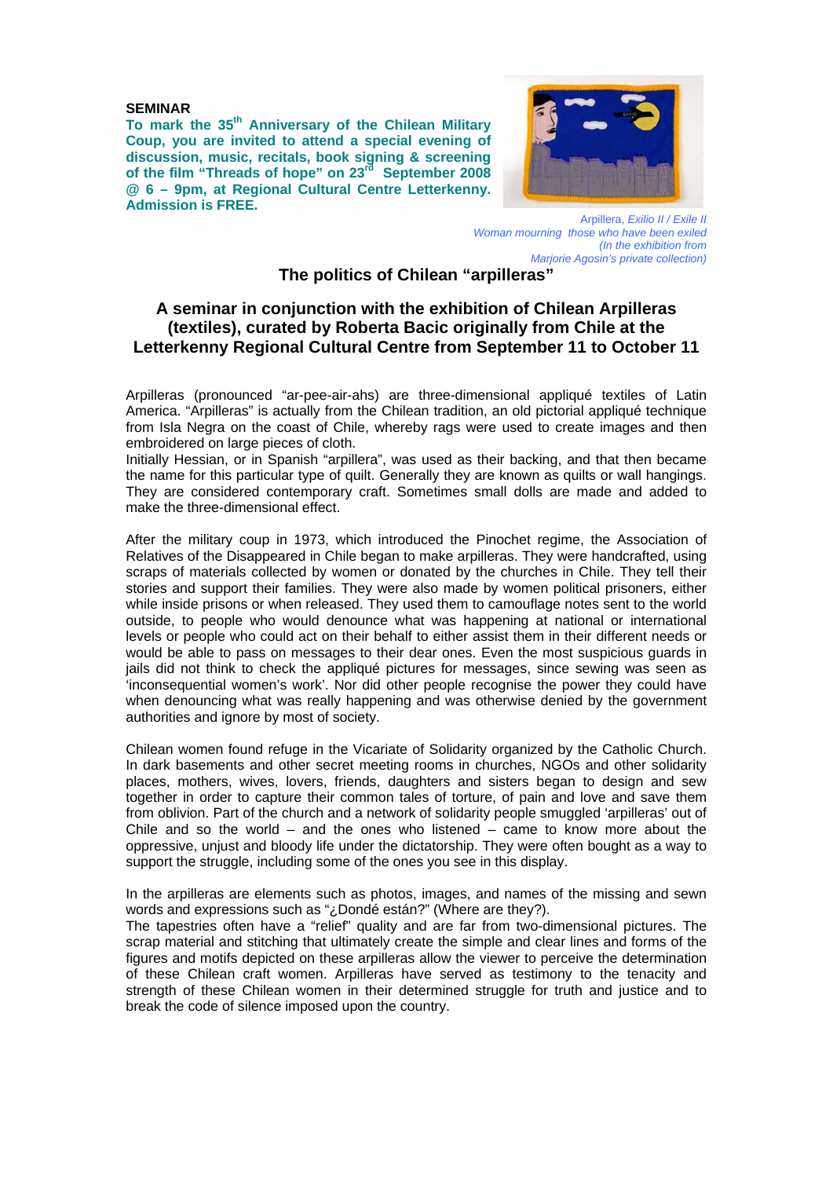**SEMINAR**

**To mark the 35th Anniversary of the Chilean Military Coup, you are invited to attend a special evening of discussion, music, recitals, book signing & screening of the film "Threads of hope" on 23rd September 2008 @ 6 – 9pm, at Regional Cultural Centre Letterkenny. Admission is FREE.**

Arpillera, *Exilio II / Exile II*
*Woman mourning those who have been exiled*
*(In the exhibition from*
*Marjorie Agosin's private collection)*

## The politics of Chilean "arpilleras"

## A seminar in conjunction with the exhibition of Chilean Arpilleras (textiles), curated by Roberta Bacic originally from Chile at the Letterkenny Regional Cultural Centre from September 11 to October 11

Arpilleras (pronounced "ar-pee-air-ahs) are three-dimensional appliqué textiles of Latin America. "Arpilleras" is actually from the Chilean tradition, an old pictorial appliqué technique from Isla Negra on the coast of Chile, whereby rags were used to create images and then embroidered on large pieces of cloth.
Initially Hessian, or in Spanish "arpillera", was used as their backing, and that then became the name for this particular type of quilt. Generally they are known as quilts or wall hangings. They are considered contemporary craft. Sometimes small dolls are made and added to make the three-dimensional effect.

After the military coup in 1973, which introduced the Pinochet regime, the Association of Relatives of the Disappeared in Chile began to make arpilleras. They were handcrafted, using scraps of materials collected by women or donated by the churches in Chile. They tell their stories and support their families. They were also made by women political prisoners, either while inside prisons or when released. They used them to camouflage notes sent to the world outside, to people who would denounce what was happening at national or international levels or people who could act on their behalf to either assist them in their different needs or would be able to pass on messages to their dear ones. Even the most suspicious guards in jails did not think to check the appliqué pictures for messages, since sewing was seen as 'inconsequential women's work'. Nor did other people recognise the power they could have when denouncing what was really happening and was otherwise denied by the government authorities and ignore by most of society.

Chilean women found refuge in the Vicariate of Solidarity organized by the Catholic Church. In dark basements and other secret meeting rooms in churches, NGOs and other solidarity places, mothers, wives, lovers, friends, daughters and sisters began to design and sew together in order to capture their common tales of torture, of pain and love and save them from oblivion. Part of the church and a network of solidarity people smuggled 'arpilleras' out of Chile and so the world – and the ones who listened – came to know more about the oppressive, unjust and bloody life under the dictatorship. They were often bought as a way to support the struggle, including some of the ones you see in this display.

In the arpilleras are elements such as photos, images, and names of the missing and sewn words and expressions such as "¿Dondé están?" (Where are they?).
The tapestries often have a "relief" quality and are far from two-dimensional pictures. The scrap material and stitching that ultimately create the simple and clear lines and forms of the figures and motifs depicted on these arpilleras allow the viewer to perceive the determination of these Chilean craft women. Arpilleras have served as testimony to the tenacity and strength of these Chilean women in their determined struggle for truth and justice and to break the code of silence imposed upon the country.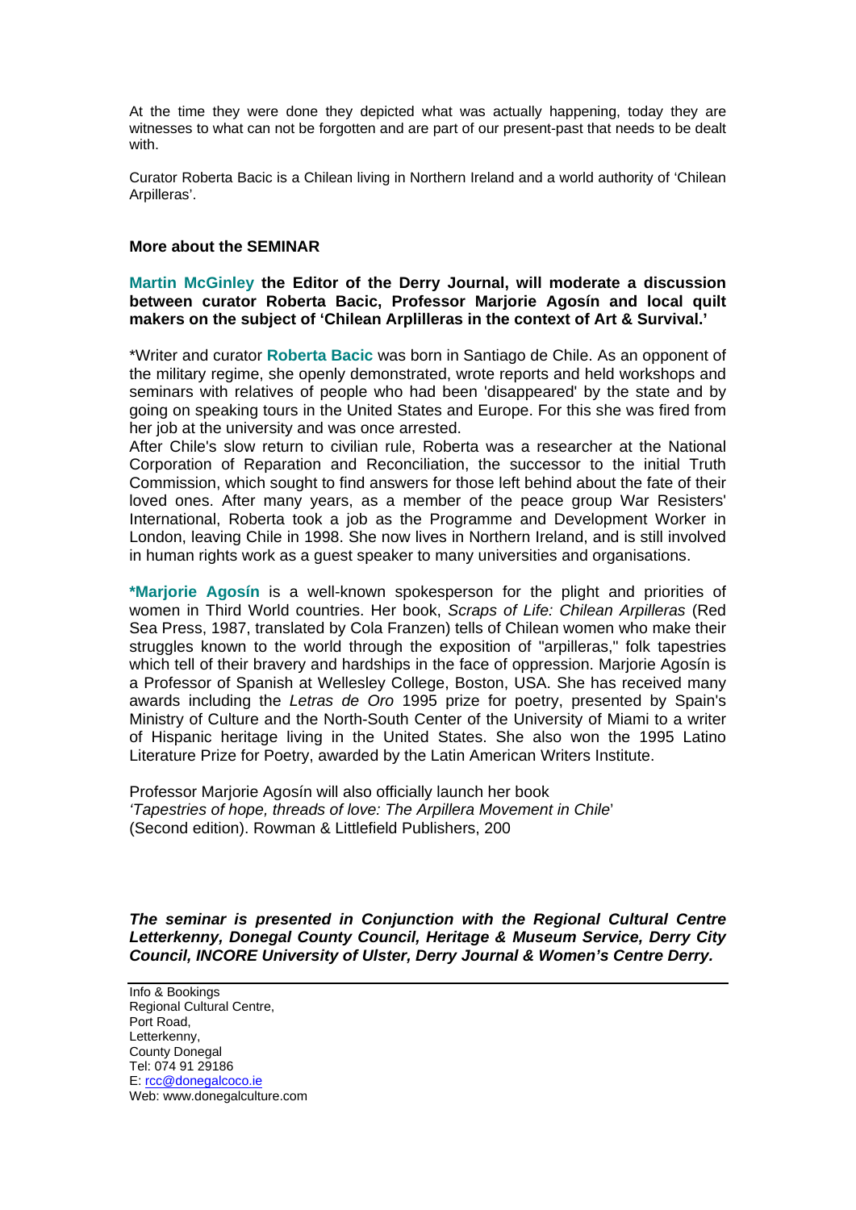At the time they were done they depicted what was actually happening, today they are witnesses to what can not be forgotten and are part of our present-past that needs to be dealt with.

Curator Roberta Bacic is a Chilean living in Northern Ireland and a world authority of 'Chilean Arpilleras'.

## More about the SEMINAR

**Martin McGinley the Editor of the Derry Journal, will moderate a discussion between curator Roberta Bacic, Professor Marjorie Agosín and local quilt makers on the subject of 'Chilean Arplilleras in the context of Art & Survival.'**

*Writer and curator **Roberta Bacic** was born in Santiago de Chile. As an opponent of the military regime, she openly demonstrated, wrote reports and held workshops and seminars with relatives of people who had been 'disappeared' by the state and by going on speaking tours in the United States and Europe. For this she was fired from her job at the university and was once arrested.
After Chile's slow return to civilian rule, Roberta was a researcher at the National Corporation of Reparation and Reconciliation, the successor to the initial Truth Commission, which sought to find answers for those left behind about the fate of their loved ones. After many years, as a member of the peace group War Resisters' International, Roberta took a job as the Programme and Development Worker in London, leaving Chile in 1998. She now lives in Northern Ireland, and is still involved in human rights work as a guest speaker to many universities and organisations.

**\*Marjorie Agosín** is a well-known spokesperson for the plight and priorities of women in Third World countries. Her book, *Scraps of Life: Chilean Arpilleras* (Red Sea Press, 1987, translated by Cola Franzen) tells of Chilean women who make their struggles known to the world through the exposition of "arpilleras," folk tapestries which tell of their bravery and hardships in the face of oppression. Marjorie Agosín is a Professor of Spanish at Wellesley College, Boston, USA. She has received many awards including the *Letras de Oro* 1995 prize for poetry, presented by Spain's Ministry of Culture and the North-South Center of the University of Miami to a writer of Hispanic heritage living in the United States. She also won the 1995 Latino Literature Prize for Poetry, awarded by the Latin American Writers Institute.

Professor Marjorie Agosín will also officially launch her book
*'Tapestries of hope, threads of love: The Arpillera Movement in Chile'*
(Second edition). Rowman & Littlefield Publishers, 200

***The seminar is presented in Conjunction with the Regional Cultural Centre Letterkenny, Donegal County Council, Heritage & Museum Service, Derry City Council, INCORE University of Ulster, Derry Journal & Women's Centre Derry.***

---

Info & Bookings
Regional Cultural Centre,
Port Road,
Letterkenny,
County Donegal
Tel: 074 91 29186
E: rcc@donegalcoco.ie
Web: www.donegalculture.com